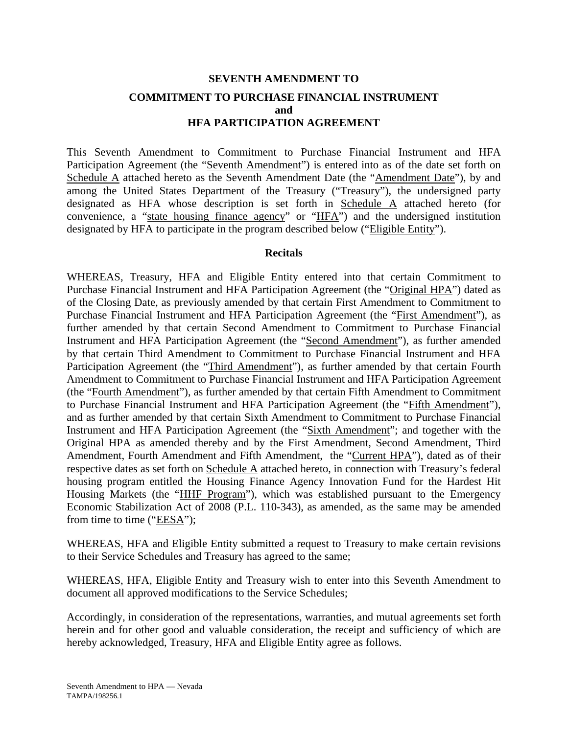# SEVENTH AMENDMENT TO

## COMMITMENT TO PURCHASE FINANCIAL INSTRUMENT and HFA PARTICIPATION AGREEMENT

This Seventh Amendment to Commitment to Purchase Financial Instrument and HFA Participation Agreement (the "Seventh Amendment") is entered into as of the date set forth on Schedule A attached hereto as the Seventh Amendment Date (the "Amendment Date"), by and among the United States Department of the Treasury ("Treasury"), the undersigned party designated as HFA whose description is set forth in Schedule A attached hereto (for convenience, a "state housing finance agency" or "HFA") and the undersigned institution designated by HFA to participate in the program described below ("Eligible Entity").

### Recitals

WHEREAS, Treasury, HFA and Eligible Entity entered into that certain Commitment to Purchase Financial Instrument and HFA Participation Agreement (the "Original HPA") dated as of the Closing Date, as previously amended by that certain First Amendment to Commitment to Purchase Financial Instrument and HFA Participation Agreement (the "First Amendment"), as further amended by that certain Second Amendment to Commitment to Purchase Financial Instrument and HFA Participation Agreement (the "Second Amendment"), as further amended by that certain Third Amendment to Commitment to Purchase Financial Instrument and HFA Participation Agreement (the "Third Amendment"), as further amended by that certain Fourth Amendment to Commitment to Purchase Financial Instrument and HFA Participation Agreement (the "Fourth Amendment"), as further amended by that certain Fifth Amendment to Commitment to Purchase Financial Instrument and HFA Participation Agreement (the "Fifth Amendment"), and as further amended by that certain Sixth Amendment to Commitment to Purchase Financial Instrument and HFA Participation Agreement (the "Sixth Amendment"; and together with the Original HPA as amended thereby and by the First Amendment, Second Amendment, Third Amendment, Fourth Amendment and Fifth Amendment, the "Current HPA"), dated as of their respective dates as set forth on Schedule A attached hereto, in connection with Treasury's federal housing program entitled the Housing Finance Agency Innovation Fund for the Hardest Hit Housing Markets (the "HHF Program"), which was established pursuant to the Emergency Economic Stabilization Act of 2008 (P.L. 110-343), as amended, as the same may be amended from time to time ("EESA");

WHEREAS, HFA and Eligible Entity submitted a request to Treasury to make certain revisions to their Service Schedules and Treasury has agreed to the same;

WHEREAS, HFA, Eligible Entity and Treasury wish to enter into this Seventh Amendment to document all approved modifications to the Service Schedules;

Accordingly, in consideration of the representations, warranties, and mutual agreements set forth herein and for other good and valuable consideration, the receipt and sufficiency of which are hereby acknowledged, Treasury, HFA and Eligible Entity agree as follows.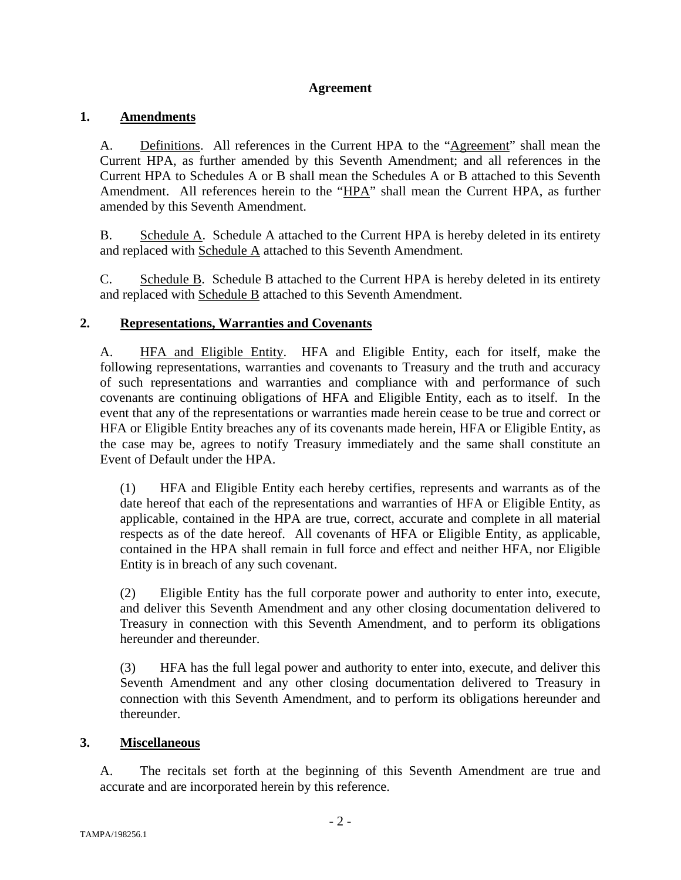## Agreement

### 1. Amendments

A. Definitions. All references in the Current HPA to the "Agreement" shall mean the Current HPA, as further amended by this Seventh Amendment; and all references in the Current HPA to Schedules A or B shall mean the Schedules A or B attached to this Seventh Amendment. All references herein to the "HPA" shall mean the Current HPA, as further amended by this Seventh Amendment.

B. Schedule A. Schedule A attached to the Current HPA is hereby deleted in its entirety and replaced with Schedule A attached to this Seventh Amendment.

C. Schedule B. Schedule B attached to the Current HPA is hereby deleted in its entirety and replaced with Schedule B attached to this Seventh Amendment.

### 2. Representations, Warranties and Covenants

A. HFA and Eligible Entity. HFA and Eligible Entity, each for itself, make the following representations, warranties and covenants to Treasury and the truth and accuracy of such representations and warranties and compliance with and performance of such covenants are continuing obligations of HFA and Eligible Entity, each as to itself. In the event that any of the representations or warranties made herein cease to be true and correct or HFA or Eligible Entity breaches any of its covenants made herein, HFA or Eligible Entity, as the case may be, agrees to notify Treasury immediately and the same shall constitute an Event of Default under the HPA.

(1) HFA and Eligible Entity each hereby certifies, represents and warrants as of the date hereof that each of the representations and warranties of HFA or Eligible Entity, as applicable, contained in the HPA are true, correct, accurate and complete in all material respects as of the date hereof. All covenants of HFA or Eligible Entity, as applicable, contained in the HPA shall remain in full force and effect and neither HFA, nor Eligible Entity is in breach of any such covenant.

(2) Eligible Entity has the full corporate power and authority to enter into, execute, and deliver this Seventh Amendment and any other closing documentation delivered to Treasury in connection with this Seventh Amendment, and to perform its obligations hereunder and thereunder.

(3) HFA has the full legal power and authority to enter into, execute, and deliver this Seventh Amendment and any other closing documentation delivered to Treasury in connection with this Seventh Amendment, and to perform its obligations hereunder and thereunder.

### 3. Miscellaneous

A. The recitals set forth at the beginning of this Seventh Amendment are true and accurate and are incorporated herein by this reference.

TAMPA/198256.1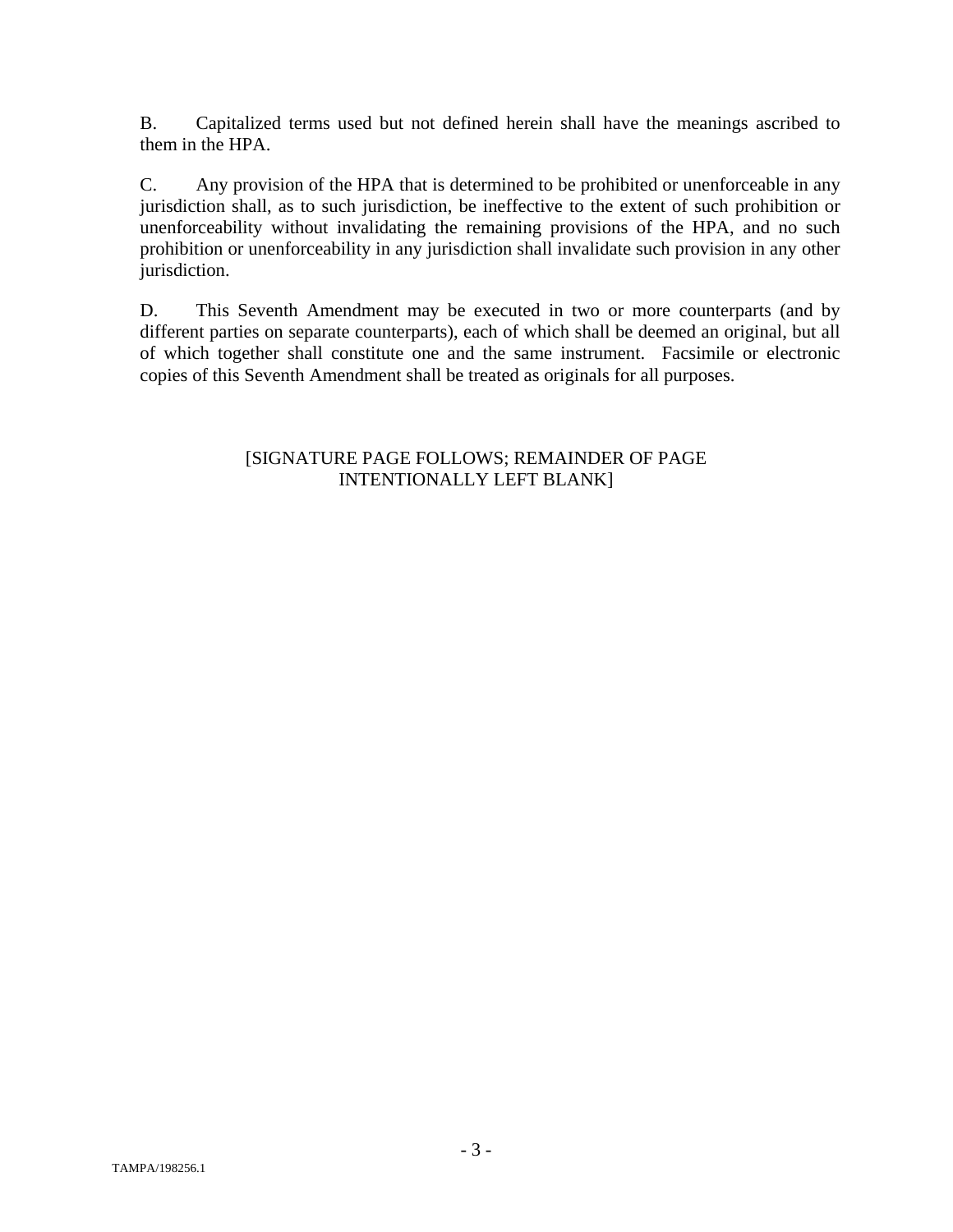B. Capitalized terms used but not defined herein shall have the meanings ascribed to them in the HPA.

C. Any provision of the HPA that is determined to be prohibited or unenforceable in any jurisdiction shall, as to such jurisdiction, be ineffective to the extent of such prohibition or unenforceability without invalidating the remaining provisions of the HPA, and no such prohibition or unenforceability in any jurisdiction shall invalidate such provision in any other jurisdiction.

D. This Seventh Amendment may be executed in two or more counterparts (and by different parties on separate counterparts), each of which shall be deemed an original, but all of which together shall constitute one and the same instrument. Facsimile or electronic copies of this Seventh Amendment shall be treated as originals for all purposes.

[SIGNATURE PAGE FOLLOWS; REMAINDER OF PAGE INTENTIONALLY LEFT BLANK]

TAMPA/198256.1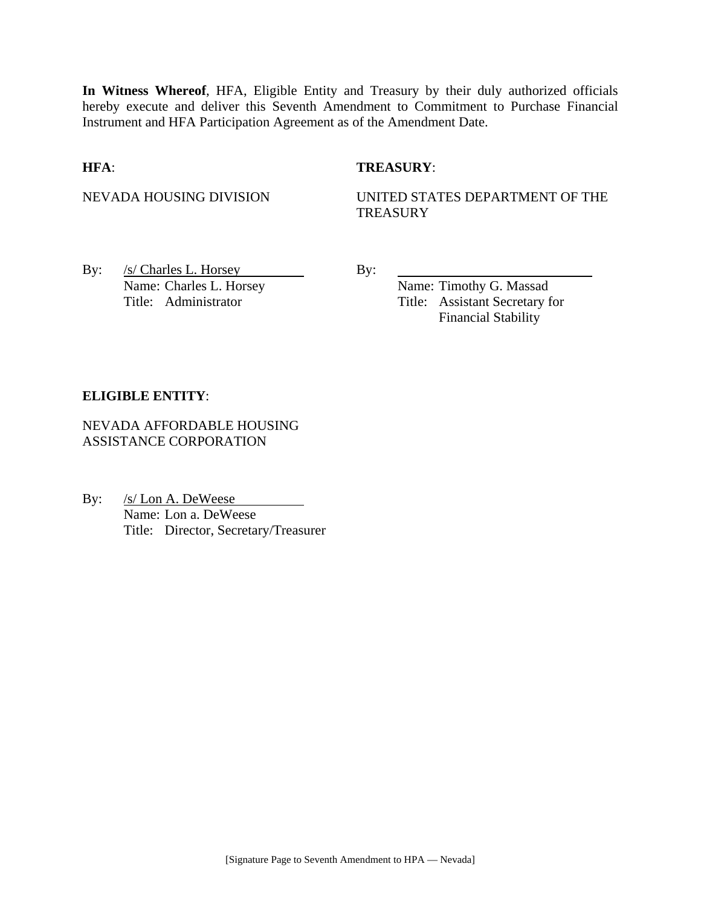**In Witness Whereof**, HFA, Eligible Entity and Treasury by their duly authorized officials hereby execute and deliver this Seventh Amendment to Commitment to Purchase Financial Instrument and HFA Participation Agreement as of the Amendment Date.

**HFA**:

NEVADA HOUSING DIVISION

By: /s/ Charles L. Horsey
Name: Charles L. Horsey
Title: Administrator

**TREASURY**:

UNITED STATES DEPARTMENT OF THE TREASURY

By: ____________________________
Name: Timothy G. Massad
Title: Assistant Secretary for Financial Stability

**ELIGIBLE ENTITY**:

NEVADA AFFORDABLE HOUSING ASSISTANCE CORPORATION

By: /s/ Lon A. DeWeese
Name: Lon a. DeWeese
Title: Director, Secretary/Treasurer

[Signature Page to Seventh Amendment to HPA — Nevada]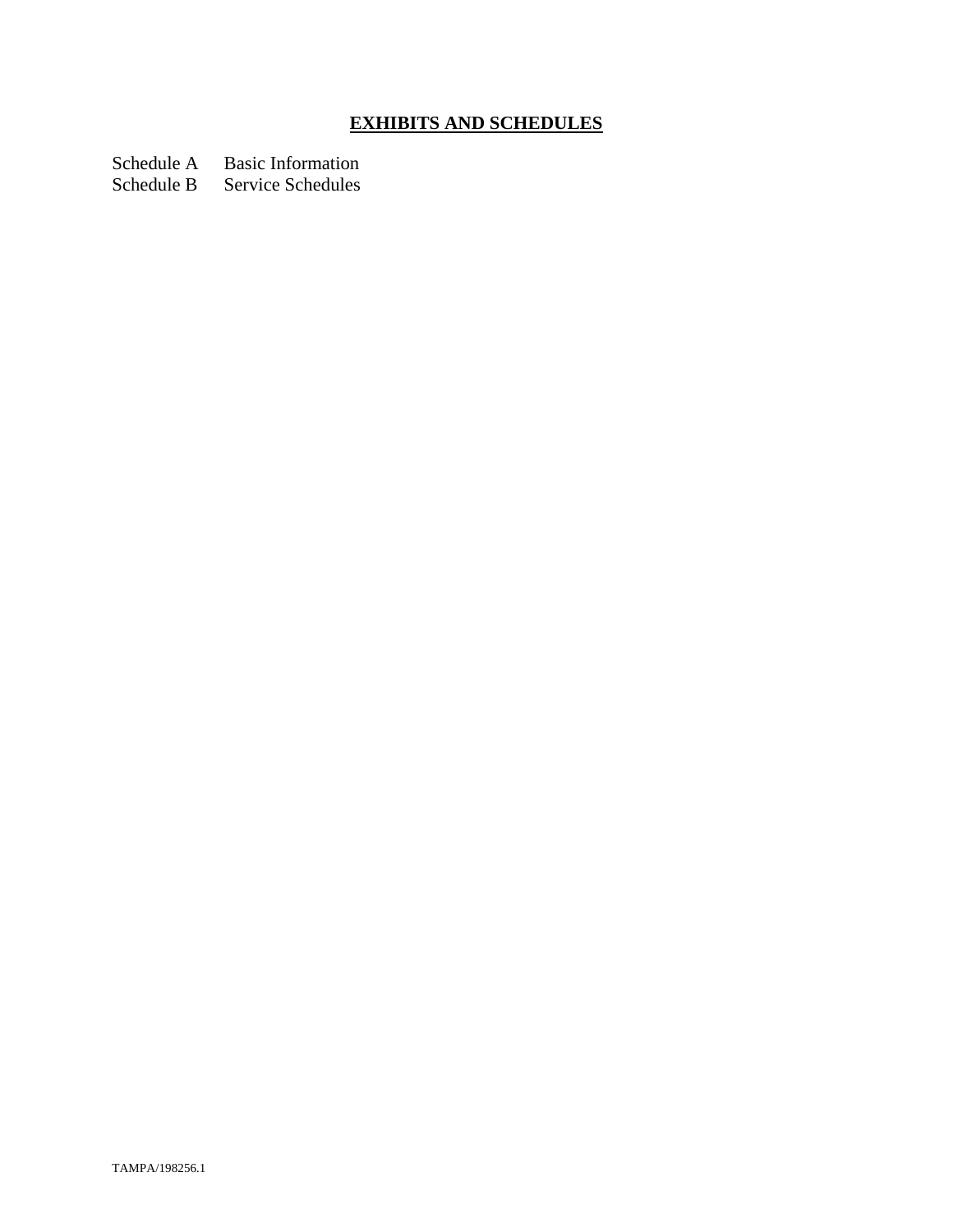# EXHIBITS AND SCHEDULES

Schedule A Basic Information
Schedule B Service Schedules

TAMPA/198256.1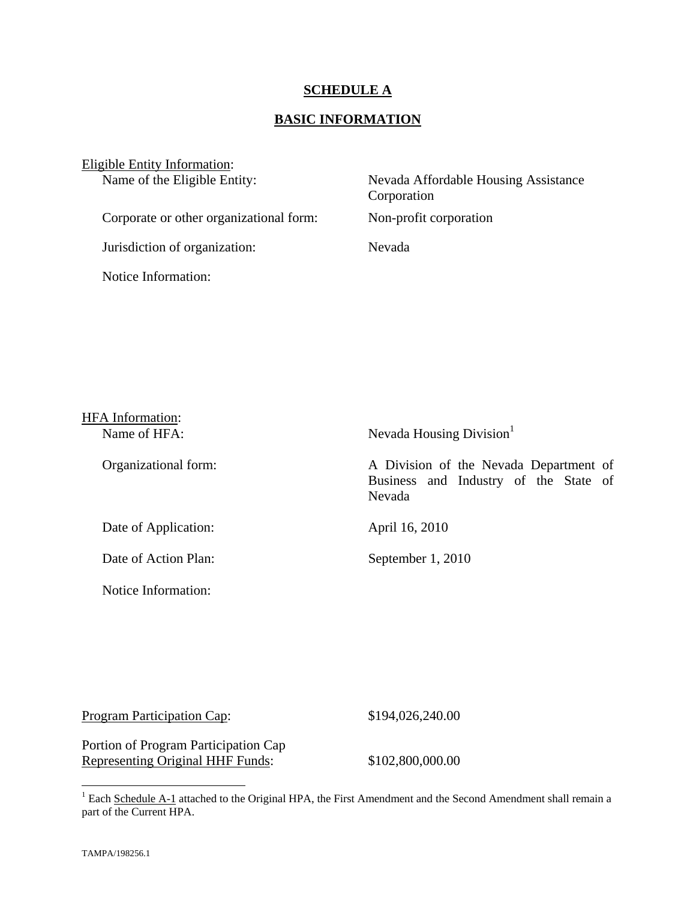# SCHEDULE A

## BASIC INFORMATION

Eligible Entity Information:

| | |
|---|---|
| Name of the Eligible Entity: | Nevada Affordable Housing Assistance Corporation |
| Corporate or other organizational form: | Non-profit corporation |
| Jurisdiction of organization: | Nevada |
| Notice Information: | |

HFA Information:

| | |
|---|---|
| Name of HFA: | Nevada Housing Division[1] |
| Organizational form: | A Division of the Nevada Department of Business and Industry of the State of Nevada |
| Date of Application: | April 16, 2010 |
| Date of Action Plan: | September 1, 2010 |
| Notice Information: | |

| | |
|---|---|
| Program Participation Cap: | $194,026,240.00 |
| Portion of Program Participation Cap Representing Original HHF Funds: | $102,800,000.00 |

[1] Each Schedule A-1 attached to the Original HPA, the First Amendment and the Second Amendment shall remain a part of the Current HPA.

TAMPA/198256.1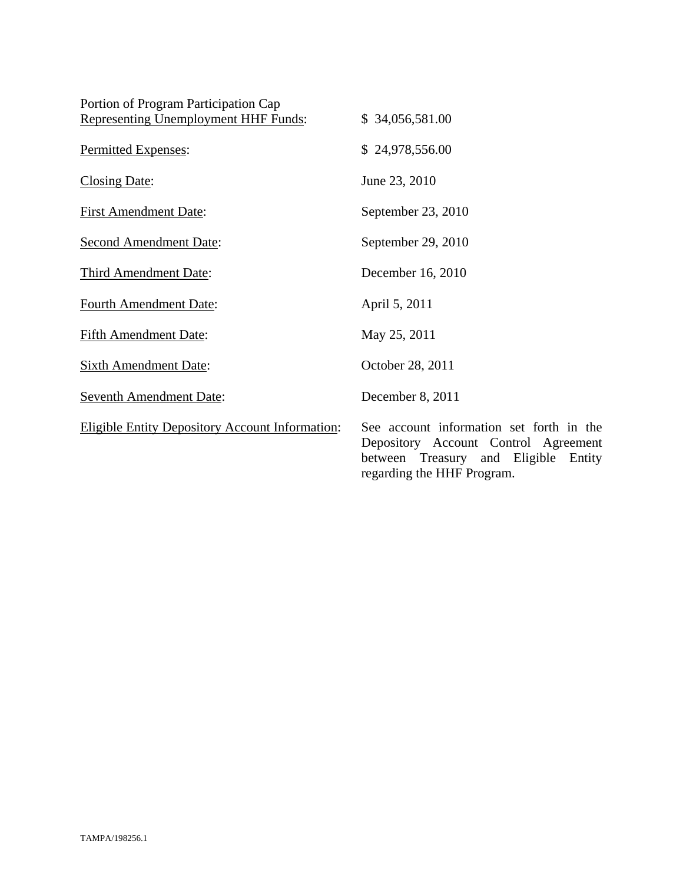| | |
|---|---|
| Portion of Program Participation Cap Representing Unemployment HHF Funds: | $ 34,056,581.00 |
| Permitted Expenses: | $ 24,978,556.00 |
| Closing Date: | June 23, 2010 |
| First Amendment Date: | September 23, 2010 |
| Second Amendment Date: | September 29, 2010 |
| Third Amendment Date: | December 16, 2010 |
| Fourth Amendment Date: | April 5, 2011 |
| Fifth Amendment Date: | May 25, 2011 |
| Sixth Amendment Date: | October 28, 2011 |
| Seventh Amendment Date: | December 8, 2011 |
| Eligible Entity Depository Account Information: | See account information set forth in the Depository Account Control Agreement between Treasury and Eligible Entity regarding the HHF Program. |

TAMPA/198256.1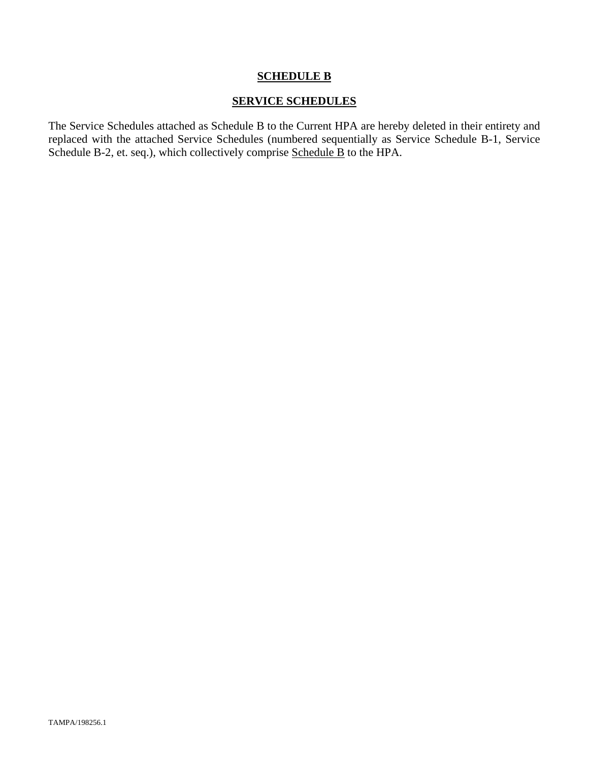**SCHEDULE B**

**SERVICE SCHEDULES**

The Service Schedules attached as Schedule B to the Current HPA are hereby deleted in their entirety and replaced with the attached Service Schedules (numbered sequentially as Service Schedule B-1, Service Schedule B-2, et. seq.), which collectively comprise Schedule B to the HPA.

TAMPA/198256.1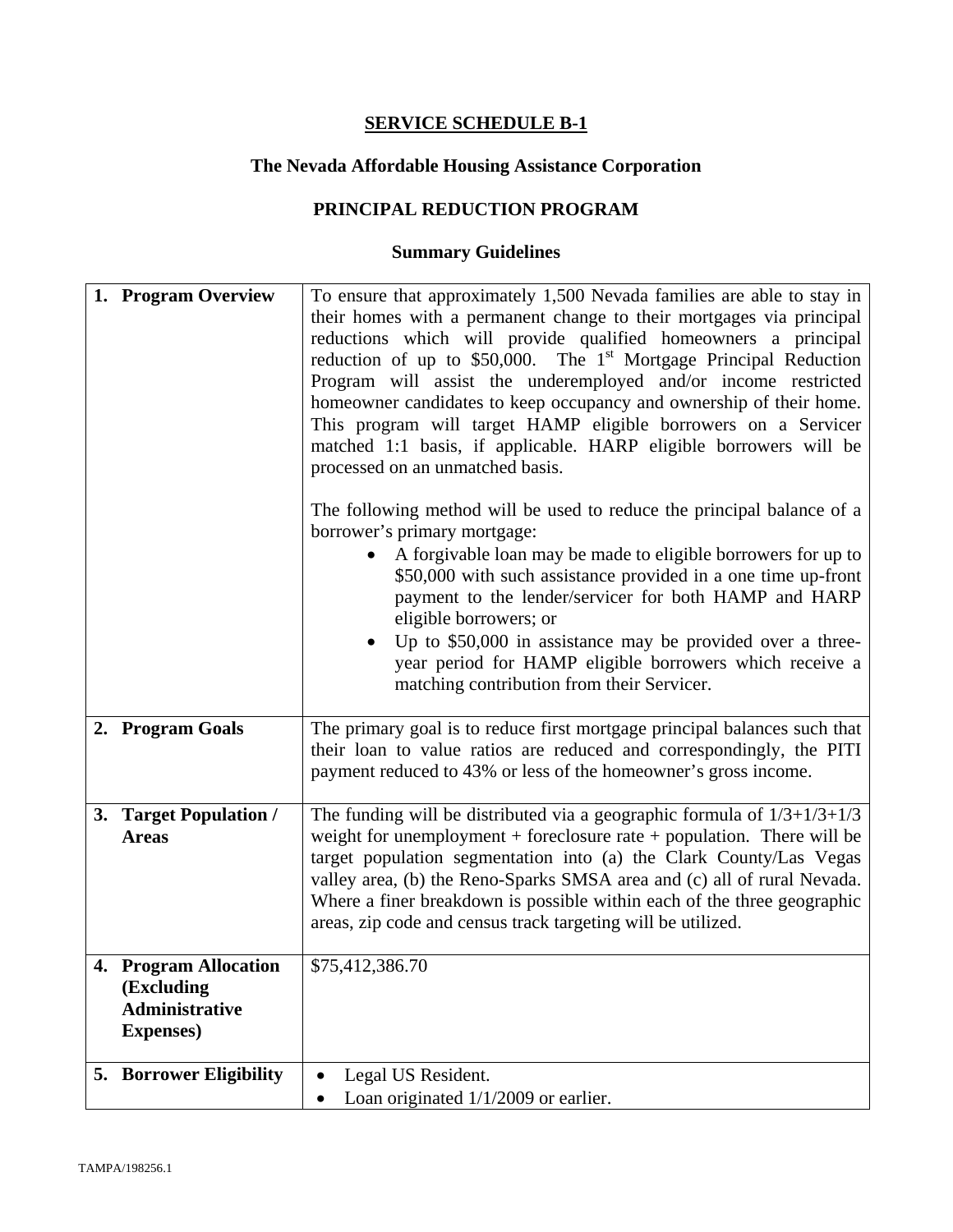# SERVICE SCHEDULE B-1

## The Nevada Affordable Housing Assistance Corporation

## PRINCIPAL REDUCTION PROGRAM

### Summary Guidelines

| | |
|---|---|
| **1. Program Overview** | To ensure that approximately 1,500 Nevada families are able to stay in their homes with a permanent change to their mortgages via principal reductions which will provide qualified homeowners a principal reduction of up to \$50,000. The 1st Mortgage Principal Reduction Program will assist the underemployed and/or income restricted homeowner candidates to keep occupancy and ownership of their home. This program will target HAMP eligible borrowers on a Servicer matched 1:1 basis, if applicable. HARP eligible borrowers will be processed on an unmatched basis.<br><br>The following method will be used to reduce the principal balance of a borrower's primary mortgage:<br>• A forgivable loan may be made to eligible borrowers for up to \$50,000 with such assistance provided in a one time up-front payment to the lender/servicer for both HAMP and HARP eligible borrowers; or<br>• Up to \$50,000 in assistance may be provided over a three-year period for HAMP eligible borrowers which receive a matching contribution from their Servicer. |
| **2. Program Goals** | The primary goal is to reduce first mortgage principal balances such that their loan to value ratios are reduced and correspondingly, the PITI payment reduced to 43% or less of the homeowner's gross income. |
| **3. Target Population / Areas** | The funding will be distributed via a geographic formula of 1/3+1/3+1/3 weight for unemployment + foreclosure rate + population. There will be target population segmentation into (a) the Clark County/Las Vegas valley area, (b) the Reno-Sparks SMSA area and (c) all of rural Nevada. Where a finer breakdown is possible within each of the three geographic areas, zip code and census track targeting will be utilized. |
| **4. Program Allocation (Excluding Administrative Expenses)** | \$75,412,386.70 |
| **5. Borrower Eligibility** | • Legal US Resident.<br>• Loan originated 1/1/2009 or earlier. |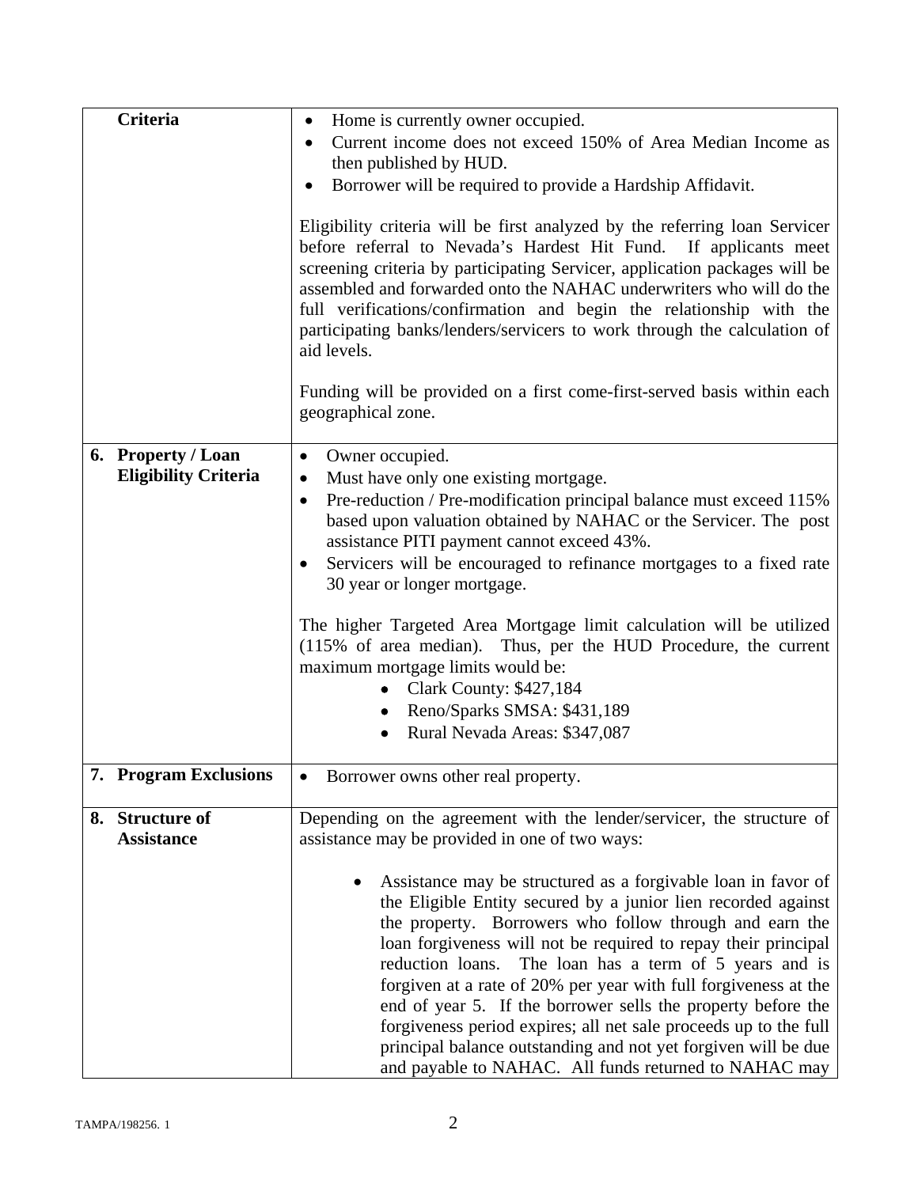| | |
|---|---|
| **Criteria** | • Home is currently owner occupied.<br>• Current income does not exceed 150% of Area Median Income as then published by HUD.<br>• Borrower will be required to provide a Hardship Affidavit.<br><br>Eligibility criteria will be first analyzed by the referring loan Servicer before referral to Nevada's Hardest Hit Fund. If applicants meet screening criteria by participating Servicer, application packages will be assembled and forwarded onto the NAHAC underwriters who will do the full verifications/confirmation and begin the relationship with the participating banks/lenders/servicers to work through the calculation of aid levels.<br><br>Funding will be provided on a first come-first-served basis within each geographical zone. |
| **6. Property / Loan Eligibility Criteria** | • Owner occupied.<br>• Must have only one existing mortgage.<br>• Pre-reduction / Pre-modification principal balance must exceed 115% based upon valuation obtained by NAHAC or the Servicer. The post assistance PITI payment cannot exceed 43%.<br>• Servicers will be encouraged to refinance mortgages to a fixed rate 30 year or longer mortgage.<br><br>The higher Targeted Area Mortgage limit calculation will be utilized (115% of area median). Thus, per the HUD Procedure, the current maximum mortgage limits would be:<br>• Clark County: $427,184<br>• Reno/Sparks SMSA: $431,189<br>• Rural Nevada Areas: $347,087 |
| **7. Program Exclusions** | • Borrower owns other real property. |
| **8. Structure of Assistance** | Depending on the agreement with the lender/servicer, the structure of assistance may be provided in one of two ways:<br><br>• Assistance may be structured as a forgivable loan in favor of the Eligible Entity secured by a junior lien recorded against the property. Borrowers who follow through and earn the loan forgiveness will not be required to repay their principal reduction loans. The loan has a term of 5 years and is forgiven at a rate of 20% per year with full forgiveness at the end of year 5. If the borrower sells the property before the forgiveness period expires; all net sale proceeds up to the full principal balance outstanding and not yet forgiven will be due and payable to NAHAC. All funds returned to NAHAC may |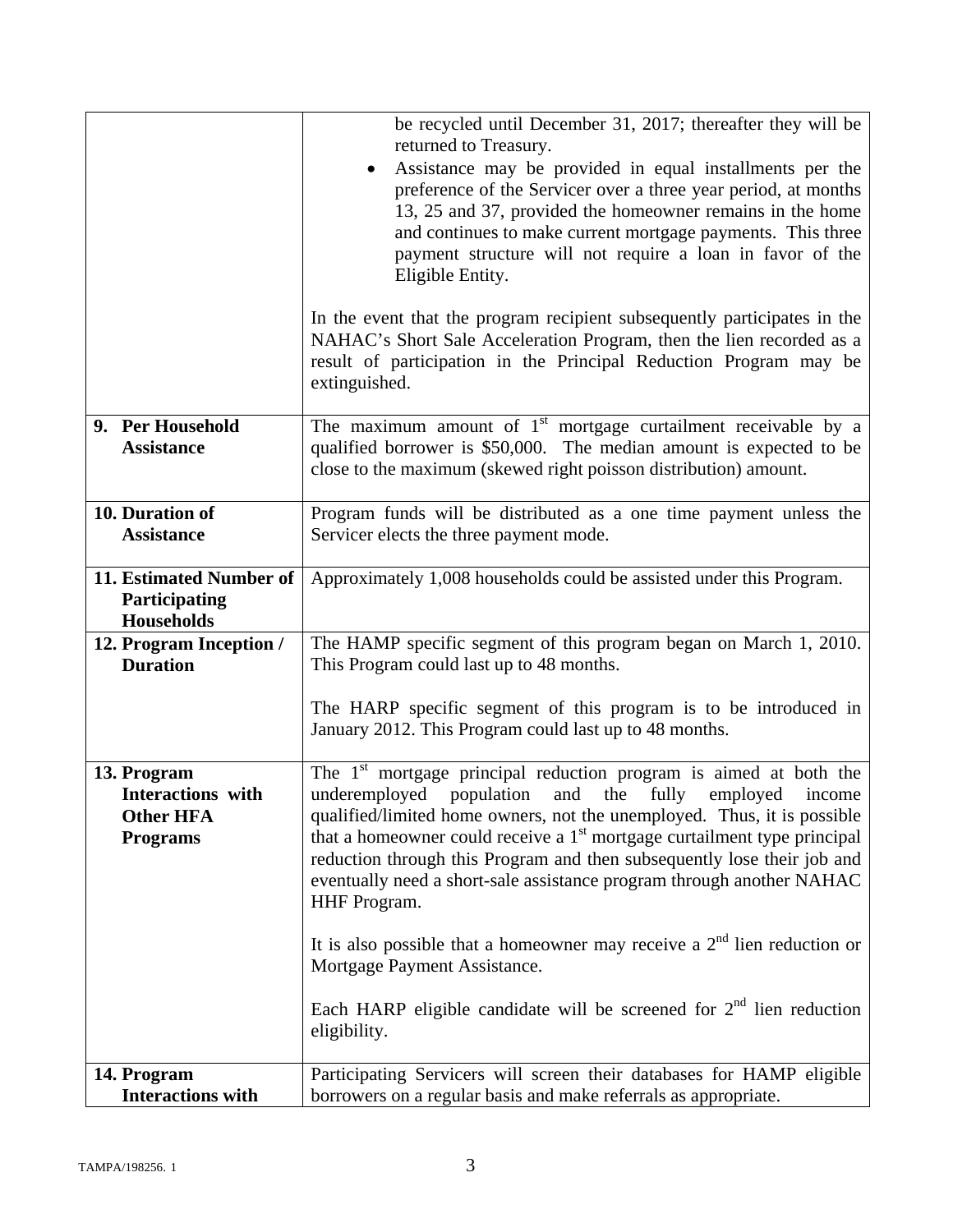| | |
|---|---|
| | be recycled until December 31, 2017; thereafter they will be returned to Treasury.<br>• Assistance may be provided in equal installments per the preference of the Servicer over a three year period, at months 13, 25 and 37, provided the homeowner remains in the home and continues to make current mortgage payments. This three payment structure will not require a loan in favor of the Eligible Entity.<br><br>In the event that the program recipient subsequently participates in the NAHAC's Short Sale Acceleration Program, then the lien recorded as a result of participation in the Principal Reduction Program may be extinguished. |
| **9. Per Household Assistance** | The maximum amount of 1st mortgage curtailment receivable by a qualified borrower is $50,000. The median amount is expected to be close to the maximum (skewed right poisson distribution) amount. |
| **10. Duration of Assistance** | Program funds will be distributed as a one time payment unless the Servicer elects the three payment mode. |
| **11. Estimated Number of Participating Households** | Approximately 1,008 households could be assisted under this Program. |
| **12. Program Inception / Duration** | The HAMP specific segment of this program began on March 1, 2010. This Program could last up to 48 months.<br><br>The HARP specific segment of this program is to be introduced in January 2012. This Program could last up to 48 months. |
| **13. Program Interactions with Other HFA Programs** | The 1st mortgage principal reduction program is aimed at both the underemployed population and the fully employed income qualified/limited home owners, not the unemployed. Thus, it is possible that a homeowner could receive a 1st mortgage curtailment type principal reduction through this Program and then subsequently lose their job and eventually need a short-sale assistance program through another NAHAC HHF Program.<br><br>It is also possible that a homeowner may receive a 2nd lien reduction or Mortgage Payment Assistance.<br><br>Each HARP eligible candidate will be screened for 2nd lien reduction eligibility. |
| **14. Program Interactions with** | Participating Servicers will screen their databases for HAMP eligible borrowers on a regular basis and make referrals as appropriate. |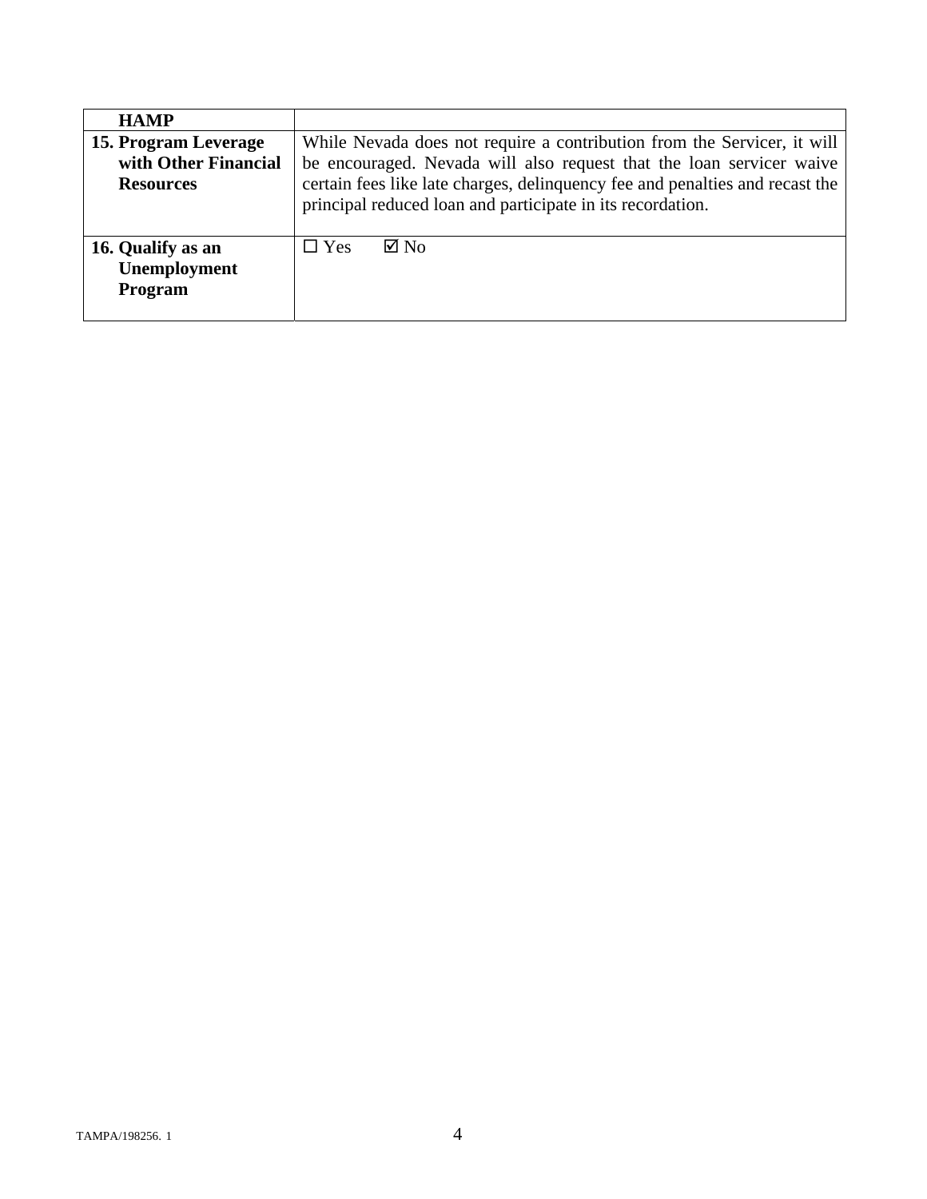| | |
|---|---|
| **HAMP** | |
| **15. Program Leverage with Other Financial Resources** | While Nevada does not require a contribution from the Servicer, it will be encouraged. Nevada will also request that the loan servicer waive certain fees like late charges, delinquency fee and penalties and recast the principal reduced loan and participate in its recordation. |
| **16. Qualify as an Unemployment Program** | ☐ Yes ☑ No |

TAMPA/198256. 1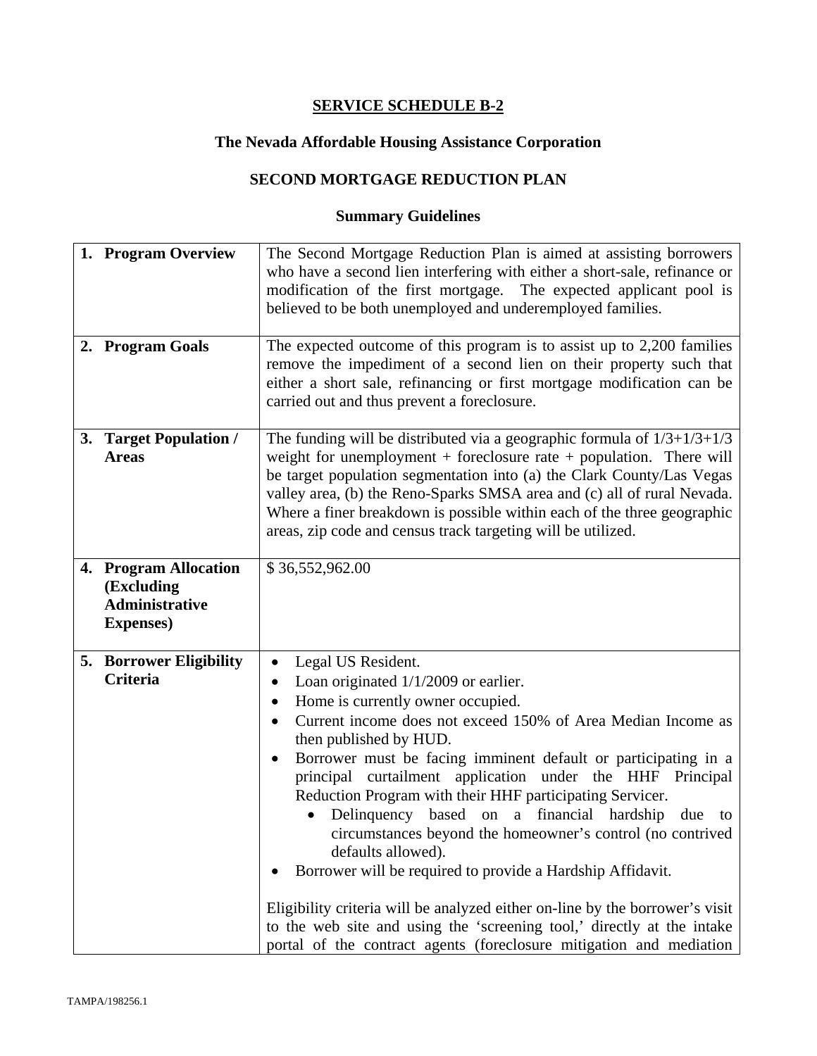## SERVICE SCHEDULE B-2

### The Nevada Affordable Housing Assistance Corporation

### SECOND MORTGAGE REDUCTION PLAN

### Summary Guidelines

| | |
|---|---|
| **1. Program Overview** | The Second Mortgage Reduction Plan is aimed at assisting borrowers who have a second lien interfering with either a short-sale, refinance or modification of the first mortgage. The expected applicant pool is believed to be both unemployed and underemployed families. |
| **2. Program Goals** | The expected outcome of this program is to assist up to 2,200 families remove the impediment of a second lien on their property such that either a short sale, refinancing or first mortgage modification can be carried out and thus prevent a foreclosure. |
| **3. Target Population / Areas** | The funding will be distributed via a geographic formula of 1/3+1/3+1/3 weight for unemployment + foreclosure rate + population. There will be target population segmentation into (a) the Clark County/Las Vegas valley area, (b) the Reno-Sparks SMSA area and (c) all of rural Nevada. Where a finer breakdown is possible within each of the three geographic areas, zip code and census track targeting will be utilized. |
| **4. Program Allocation (Excluding Administrative Expenses)** | $ 36,552,962.00 |
| **5. Borrower Eligibility Criteria** | • Legal US Resident.<br>• Loan originated 1/1/2009 or earlier.<br>• Home is currently owner occupied.<br>• Current income does not exceed 150% of Area Median Income as then published by HUD.<br>• Borrower must be facing imminent default or participating in a principal curtailment application under the HHF Principal Reduction Program with their HHF participating Servicer.<br>&nbsp;&nbsp;&nbsp;&nbsp;• Delinquency based on a financial hardship due to circumstances beyond the homeowner's control (no contrived defaults allowed).<br>• Borrower will be required to provide a Hardship Affidavit.<br><br>Eligibility criteria will be analyzed either on-line by the borrower's visit to the web site and using the 'screening tool,' directly at the intake portal of the contract agents (foreclosure mitigation and mediation |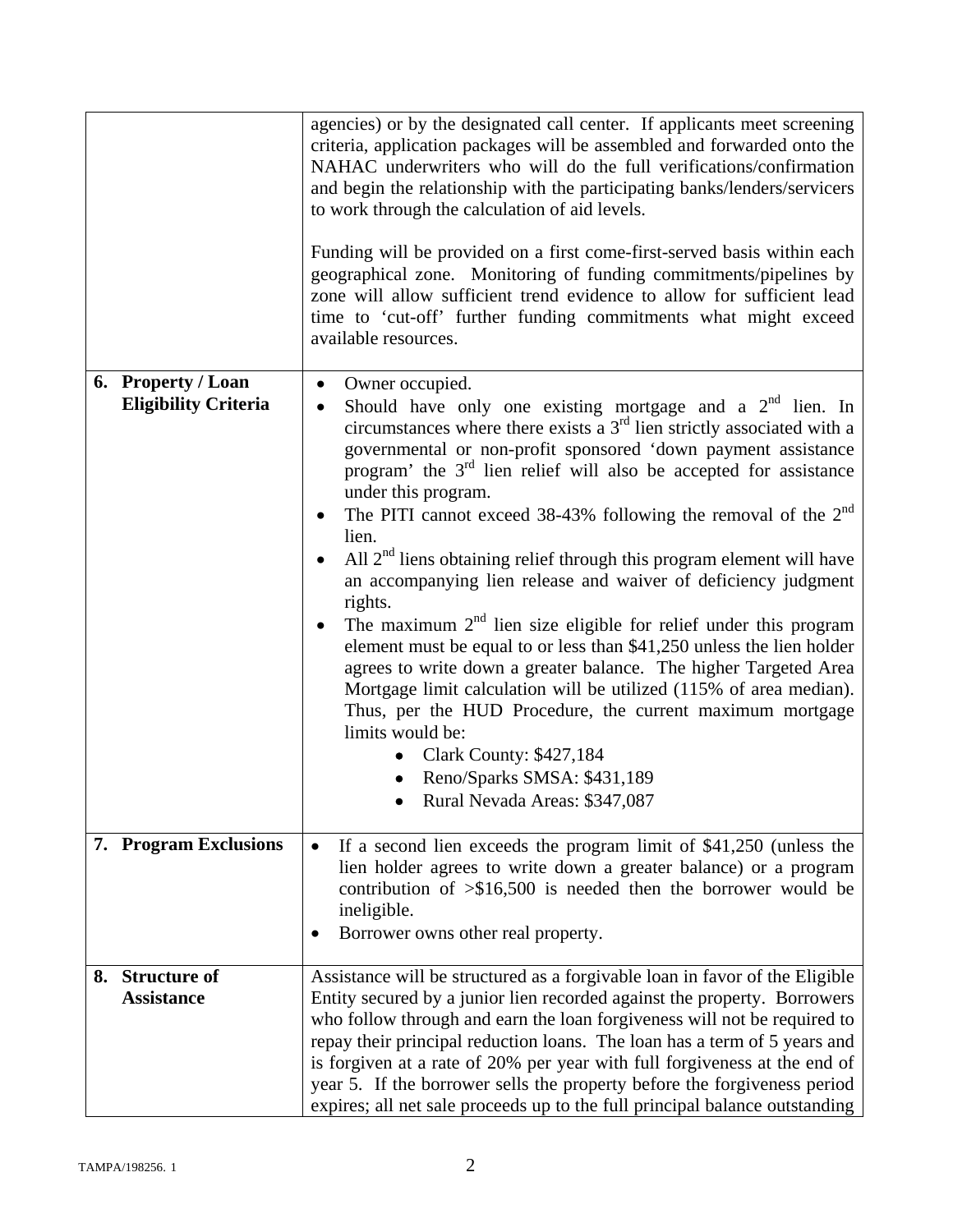| | |
|---|---|
| | agencies) or by the designated call center. If applicants meet screening criteria, application packages will be assembled and forwarded onto the NAHAC underwriters who will do the full verifications/confirmation and begin the relationship with the participating banks/lenders/servicers to work through the calculation of aid levels.<br><br>Funding will be provided on a first come-first-served basis within each geographical zone. Monitoring of funding commitments/pipelines by zone will allow sufficient trend evidence to allow for sufficient lead time to 'cut-off' further funding commitments what might exceed available resources. |
| **6. Property / Loan Eligibility Criteria** | • Owner occupied.<br>• Should have only one existing mortgage and a 2nd lien. In circumstances where there exists a 3rd lien strictly associated with a governmental or non-profit sponsored 'down payment assistance program' the 3rd lien relief will also be accepted for assistance under this program.<br>• The PITI cannot exceed 38-43% following the removal of the 2nd lien.<br>• All 2nd liens obtaining relief through this program element will have an accompanying lien release and waiver of deficiency judgment rights.<br>• The maximum 2nd lien size eligible for relief under this program element must be equal to or less than $41,250 unless the lien holder agrees to write down a greater balance. The higher Targeted Area Mortgage limit calculation will be utilized (115% of area median). Thus, per the HUD Procedure, the current maximum mortgage limits would be:<br>&nbsp;&nbsp;&nbsp;&nbsp;• Clark County: $427,184<br>&nbsp;&nbsp;&nbsp;&nbsp;• Reno/Sparks SMSA: $431,189<br>&nbsp;&nbsp;&nbsp;&nbsp;• Rural Nevada Areas: $347,087 |
| **7. Program Exclusions** | • If a second lien exceeds the program limit of $41,250 (unless the lien holder agrees to write down a greater balance) or a program contribution of >$16,500 is needed then the borrower would be ineligible.<br>• Borrower owns other real property. |
| **8. Structure of Assistance** | Assistance will be structured as a forgivable loan in favor of the Eligible Entity secured by a junior lien recorded against the property. Borrowers who follow through and earn the loan forgiveness will not be required to repay their principal reduction loans. The loan has a term of 5 years and is forgiven at a rate of 20% per year with full forgiveness at the end of year 5. If the borrower sells the property before the forgiveness period expires; all net sale proceeds up to the full principal balance outstanding |

TAMPA/198256. 1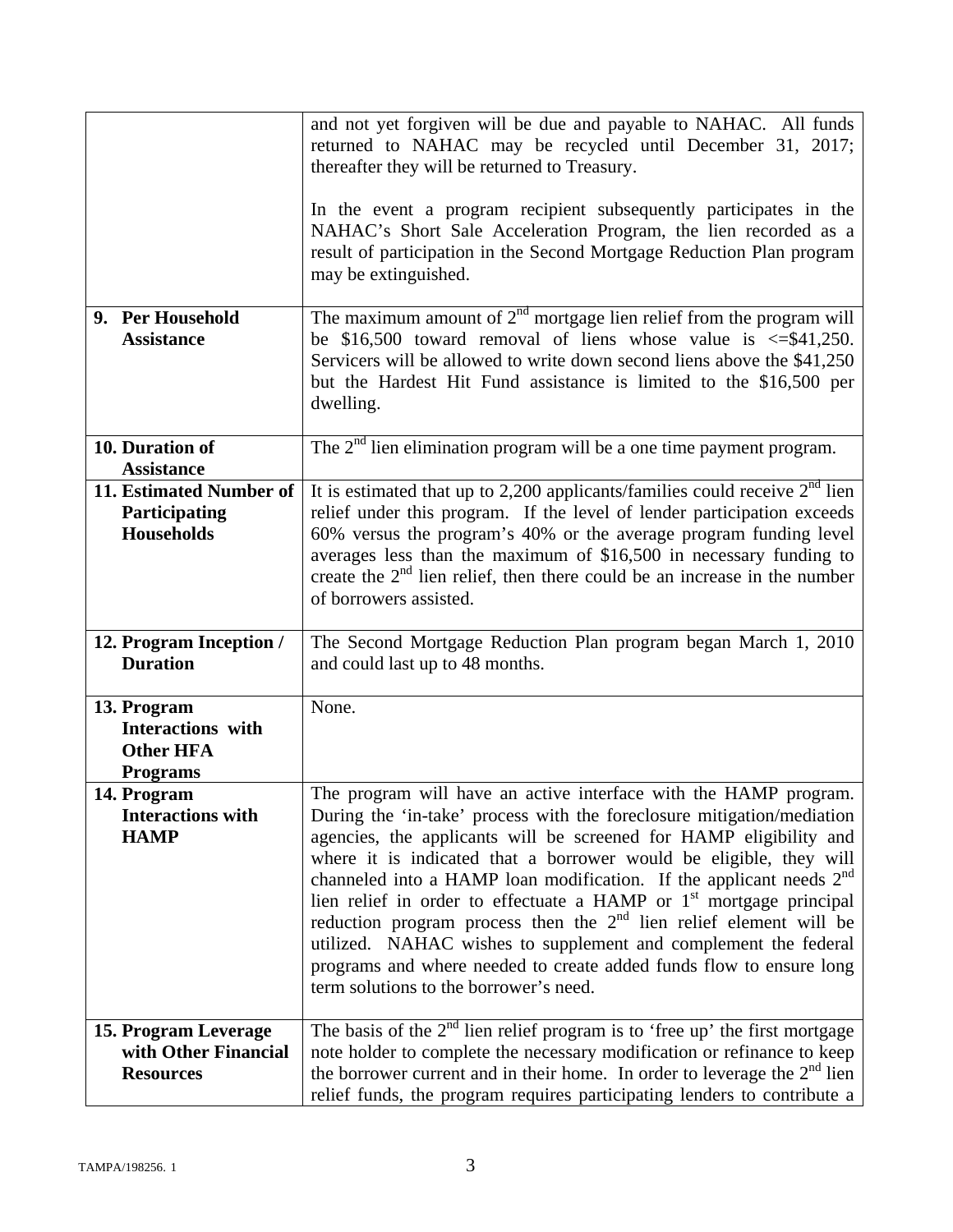| | |
|---|---|
| | and not yet forgiven will be due and payable to NAHAC. All funds returned to NAHAC may be recycled until December 31, 2017; thereafter they will be returned to Treasury.<br><br>In the event a program recipient subsequently participates in the NAHAC's Short Sale Acceleration Program, the lien recorded as a result of participation in the Second Mortgage Reduction Plan program may be extinguished. |
| **9. Per Household Assistance** | The maximum amount of 2nd mortgage lien relief from the program will be \$16,500 toward removal of liens whose value is <=\$41,250. Servicers will be allowed to write down second liens above the \$41,250 but the Hardest Hit Fund assistance is limited to the \$16,500 per dwelling. |
| **10. Duration of Assistance** | The 2nd lien elimination program will be a one time payment program. |
| **11. Estimated Number of Participating Households** | It is estimated that up to 2,200 applicants/families could receive 2nd lien relief under this program. If the level of lender participation exceeds 60% versus the program's 40% or the average program funding level averages less than the maximum of \$16,500 in necessary funding to create the 2nd lien relief, then there could be an increase in the number of borrowers assisted. |
| **12. Program Inception / Duration** | The Second Mortgage Reduction Plan program began March 1, 2010 and could last up to 48 months. |
| **13. Program Interactions with Other HFA Programs** | None. |
| **14. Program Interactions with HAMP** | The program will have an active interface with the HAMP program. During the 'in-take' process with the foreclosure mitigation/mediation agencies, the applicants will be screened for HAMP eligibility and where it is indicated that a borrower would be eligible, they will channeled into a HAMP loan modification. If the applicant needs 2nd lien relief in order to effectuate a HAMP or 1st mortgage principal reduction program process then the 2nd lien relief element will be utilized. NAHAC wishes to supplement and complement the federal programs and where needed to create added funds flow to ensure long term solutions to the borrower's need. |
| **15. Program Leverage with Other Financial Resources** | The basis of the 2nd lien relief program is to 'free up' the first mortgage note holder to complete the necessary modification or refinance to keep the borrower current and in their home. In order to leverage the 2nd lien relief funds, the program requires participating lenders to contribute a |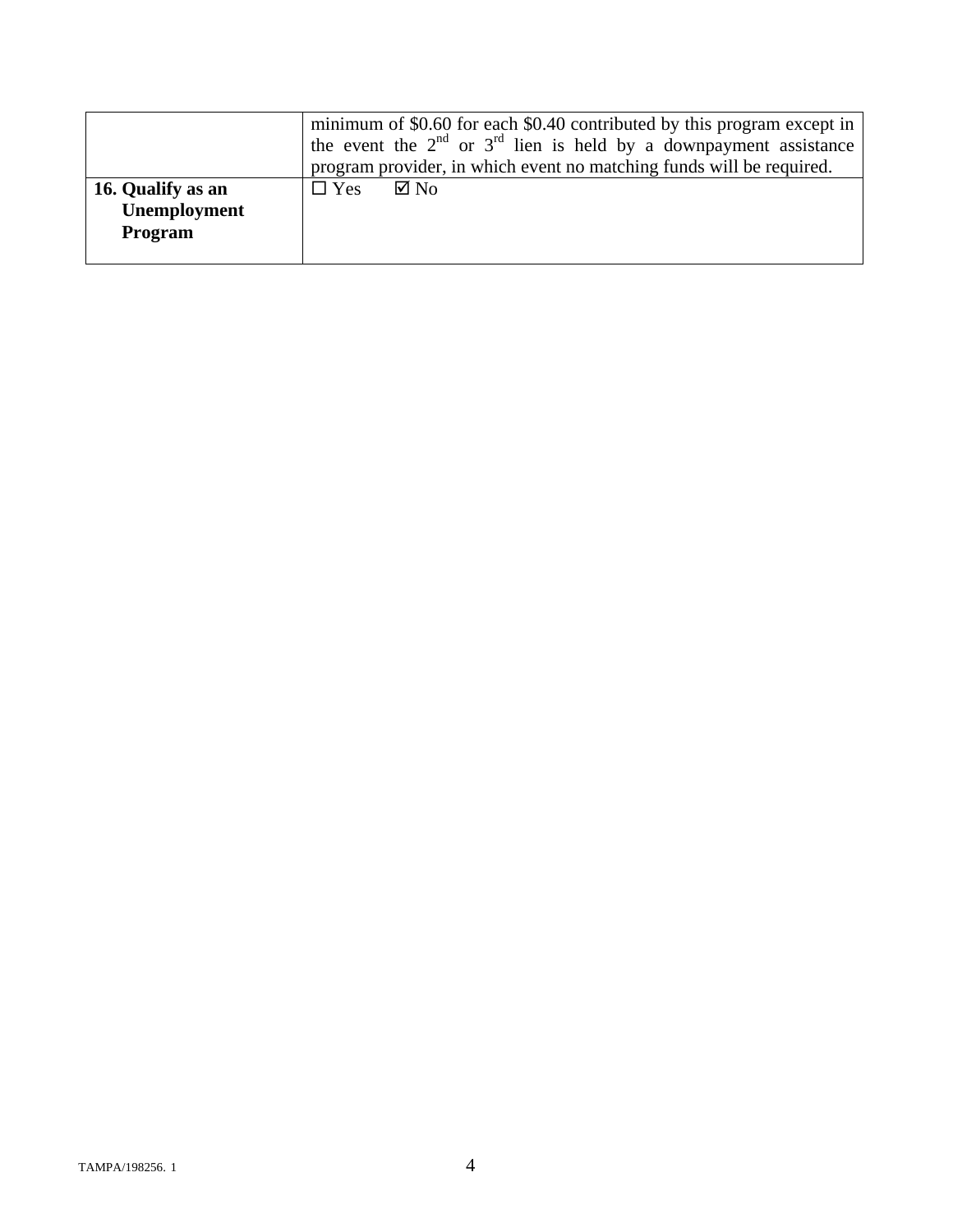| | |
|---|---|
| | minimum of \$0.60 for each \$0.40 contributed by this program except in the event the 2nd or 3rd lien is held by a downpayment assistance program provider, in which event no matching funds will be required. |
| **16. Qualify as an Unemployment Program** | ☐ Yes ☑ No |

TAMPA/198256. 1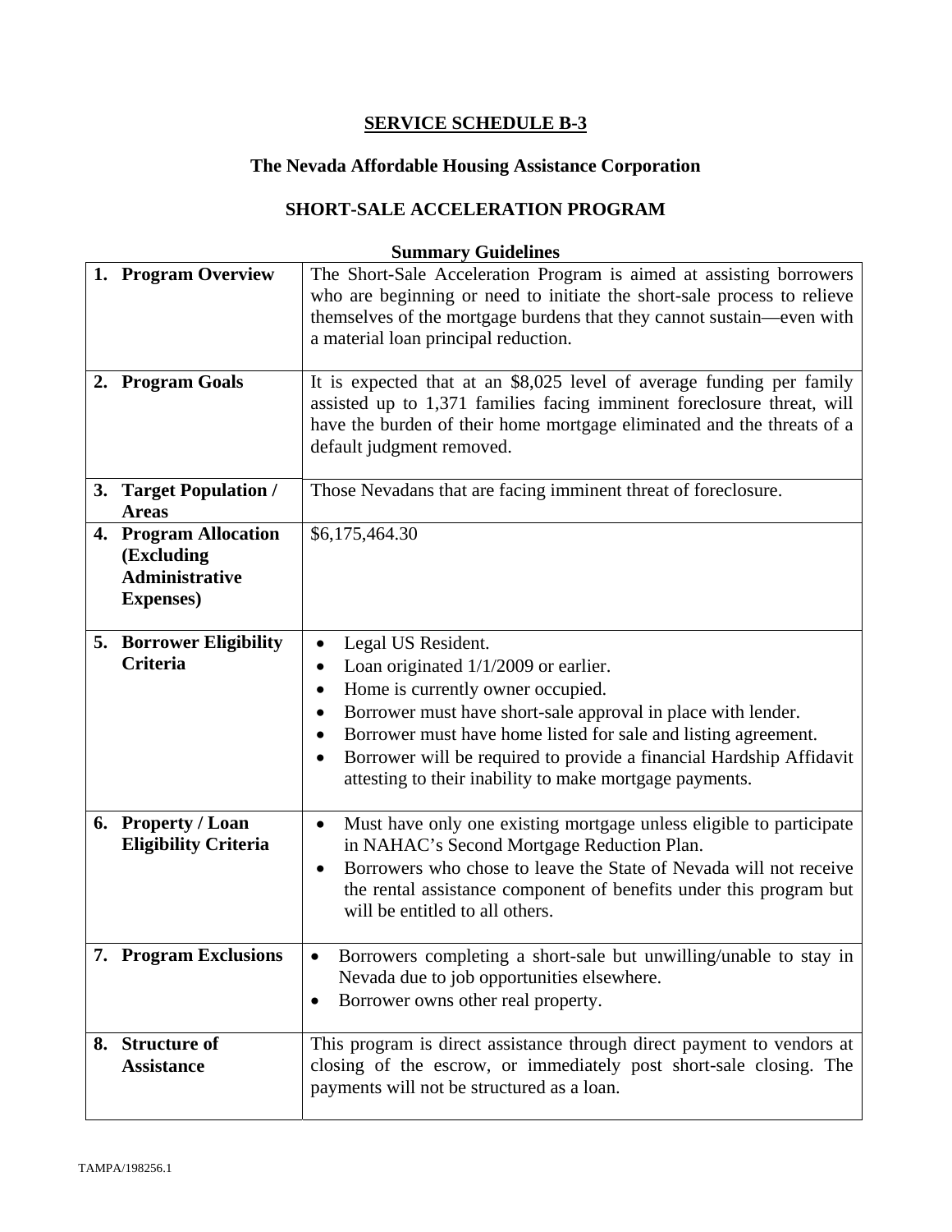# SERVICE SCHEDULE B-3

## The Nevada Affordable Housing Assistance Corporation

## SHORT-SALE ACCELERATION PROGRAM

### Summary Guidelines

| | |
|---|---|
| **1. Program Overview** | The Short-Sale Acceleration Program is aimed at assisting borrowers who are beginning or need to initiate the short-sale process to relieve themselves of the mortgage burdens that they cannot sustain—even with a material loan principal reduction. |
| **2. Program Goals** | It is expected that at an $8,025 level of average funding per family assisted up to 1,371 families facing imminent foreclosure threat, will have the burden of their home mortgage eliminated and the threats of a default judgment removed. |
| **3. Target Population / Areas** | Those Nevadans that are facing imminent threat of foreclosure. |
| **4. Program Allocation (Excluding Administrative Expenses)** | $6,175,464.30 |
| **5. Borrower Eligibility Criteria** | • Legal US Resident.<br>• Loan originated 1/1/2009 or earlier.<br>• Home is currently owner occupied.<br>• Borrower must have short-sale approval in place with lender.<br>• Borrower must have home listed for sale and listing agreement.<br>• Borrower will be required to provide a financial Hardship Affidavit attesting to their inability to make mortgage payments. |
| **6. Property / Loan Eligibility Criteria** | • Must have only one existing mortgage unless eligible to participate in NAHAC's Second Mortgage Reduction Plan.<br>• Borrowers who chose to leave the State of Nevada will not receive the rental assistance component of benefits under this program but will be entitled to all others. |
| **7. Program Exclusions** | • Borrowers completing a short-sale but unwilling/unable to stay in Nevada due to job opportunities elsewhere.<br>• Borrower owns other real property. |
| **8. Structure of Assistance** | This program is direct assistance through direct payment to vendors at closing of the escrow, or immediately post short-sale closing. The payments will not be structured as a loan. |

TAMPA/198256.1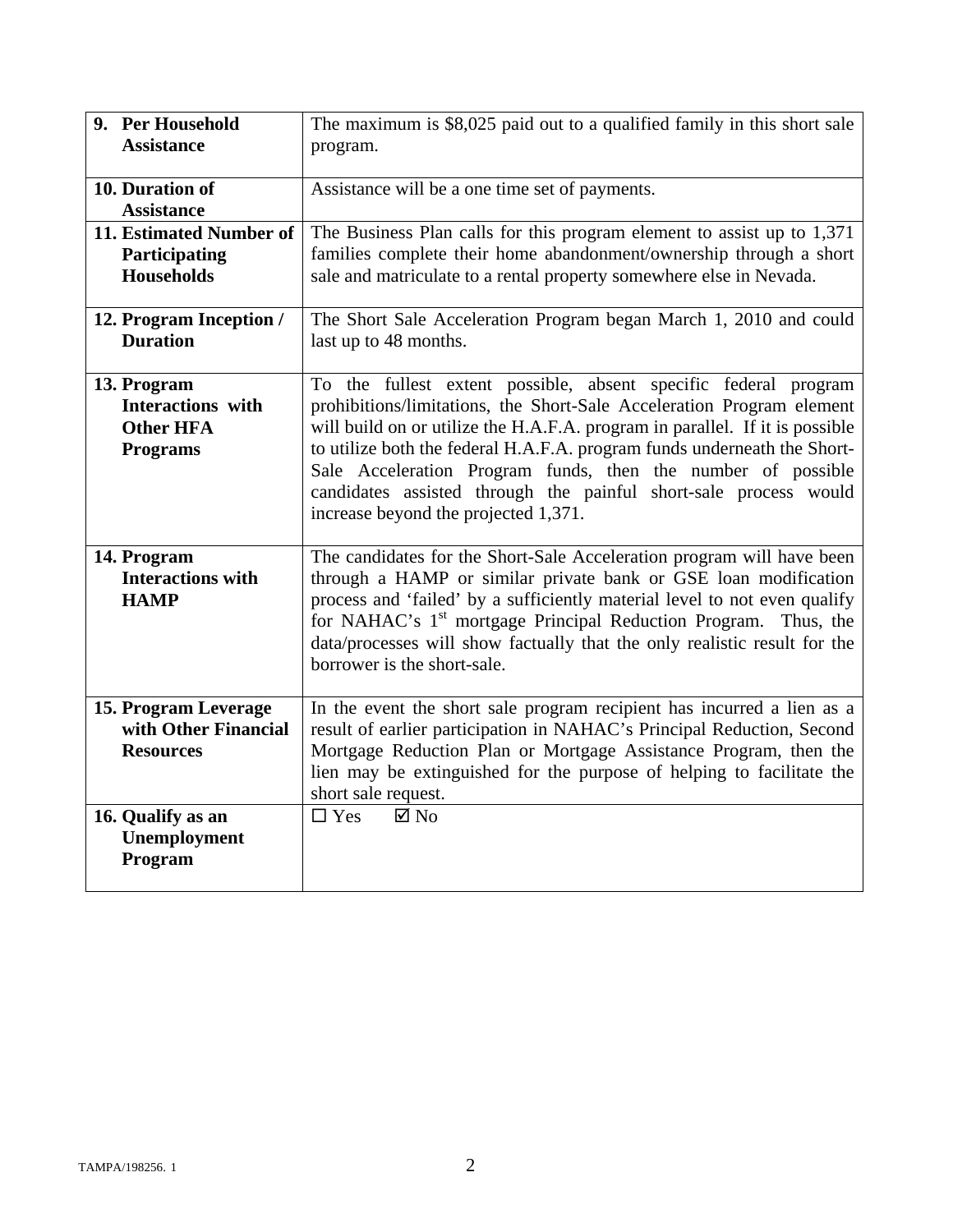| | |
|---|---|
| **9. Per Household Assistance** | The maximum is $8,025 paid out to a qualified family in this short sale program. |
| **10. Duration of Assistance** | Assistance will be a one time set of payments. |
| **11. Estimated Number of Participating Households** | The Business Plan calls for this program element to assist up to 1,371 families complete their home abandonment/ownership through a short sale and matriculate to a rental property somewhere else in Nevada. |
| **12. Program Inception / Duration** | The Short Sale Acceleration Program began March 1, 2010 and could last up to 48 months. |
| **13. Program Interactions with Other HFA Programs** | To the fullest extent possible, absent specific federal program prohibitions/limitations, the Short-Sale Acceleration Program element will build on or utilize the H.A.F.A. program in parallel. If it is possible to utilize both the federal H.A.F.A. program funds underneath the Short-Sale Acceleration Program funds, then the number of possible candidates assisted through the painful short-sale process would increase beyond the projected 1,371. |
| **14. Program Interactions with HAMP** | The candidates for the Short-Sale Acceleration program will have been through a HAMP or similar private bank or GSE loan modification process and 'failed' by a sufficiently material level to not even qualify for NAHAC's 1st mortgage Principal Reduction Program. Thus, the data/processes will show factually that the only realistic result for the borrower is the short-sale. |
| **15. Program Leverage with Other Financial Resources** | In the event the short sale program recipient has incurred a lien as a result of earlier participation in NAHAC's Principal Reduction, Second Mortgage Reduction Plan or Mortgage Assistance Program, then the lien may be extinguished for the purpose of helping to facilitate the short sale request. |
| **16. Qualify as an Unemployment Program** | ☐ Yes ☑ No |

TAMPA/198256. 1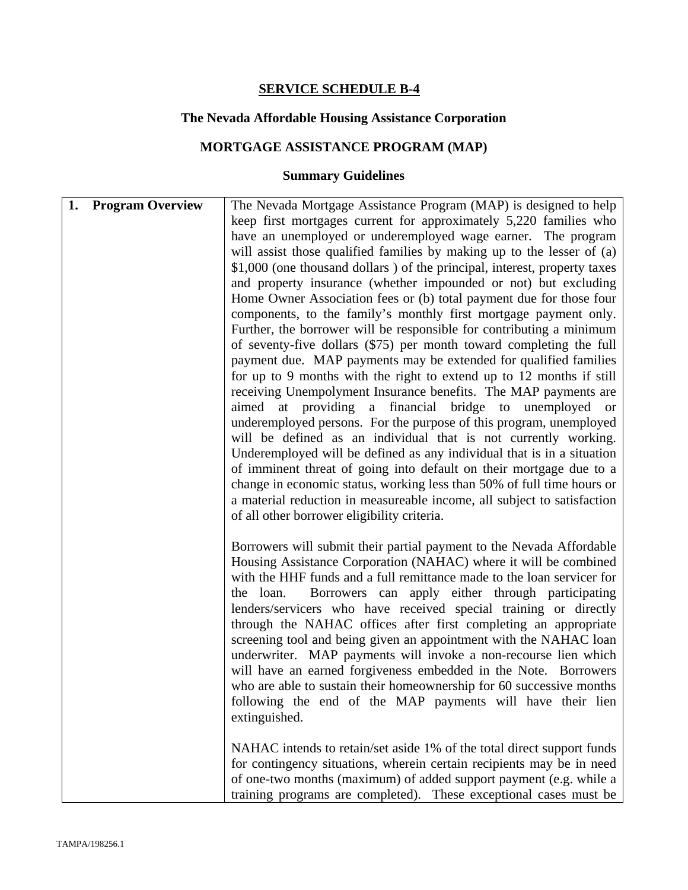**SERVICE SCHEDULE B-4**

**The Nevada Affordable Housing Assistance Corporation**

**MORTGAGE ASSISTANCE PROGRAM (MAP)**

**Summary Guidelines**

| | |
|---|---|
| **1. Program Overview** | The Nevada Mortgage Assistance Program (MAP) is designed to help keep first mortgages current for approximately 5,220 families who have an unemployed or underemployed wage earner. The program will assist those qualified families by making up to the lesser of (a) $1,000 (one thousand dollars ) of the principal, interest, property taxes and property insurance (whether impounded or not) but excluding Home Owner Association fees or (b) total payment due for those four components, to the family's monthly first mortgage payment only. Further, the borrower will be responsible for contributing a minimum of seventy-five dollars ($75) per month toward completing the full payment due. MAP payments may be extended for qualified families for up to 9 months with the right to extend up to 12 months if still receiving Unempolyment Insurance benefits. The MAP payments are aimed at providing a financial bridge to unemployed or underemployed persons. For the purpose of this program, unemployed will be defined as an individual that is not currently working. Underemployed will be defined as any individual that is in a situation of imminent threat of going into default on their mortgage due to a change in economic status, working less than 50% of full time hours or a material reduction in measureable income, all subject to satisfaction of all other borrower eligibility criteria.<br><br>Borrowers will submit their partial payment to the Nevada Affordable Housing Assistance Corporation (NAHAC) where it will be combined with the HHF funds and a full remittance made to the loan servicer for the loan. Borrowers can apply either through participating lenders/servicers who have received special training or directly through the NAHAC offices after first completing an appropriate screening tool and being given an appointment with the NAHAC loan underwriter. MAP payments will invoke a non-recourse lien which will have an earned forgiveness embedded in the Note. Borrowers who are able to sustain their homeownership for 60 successive months following the end of the MAP payments will have their lien extinguished.<br><br>NAHAC intends to retain/set aside 1% of the total direct support funds for contingency situations, wherein certain recipients may be in need of one-two months (maximum) of added support payment (e.g. while a training programs are completed). These exceptional cases must be |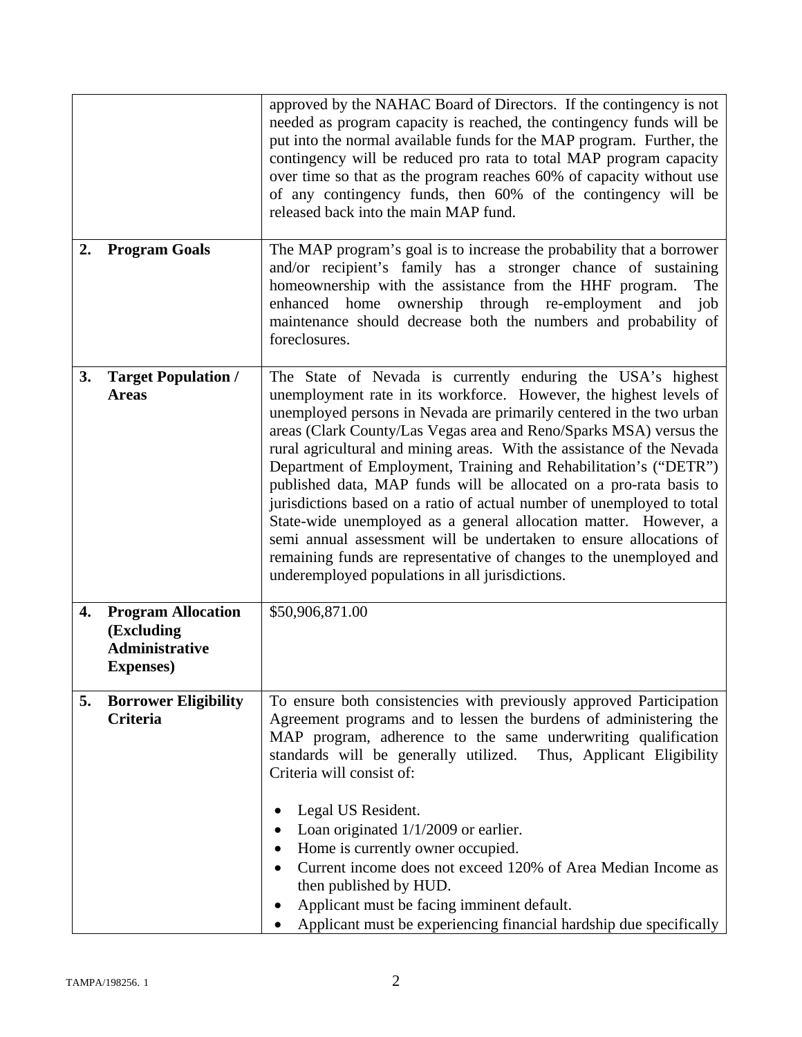| | |
|---|---|
| | approved by the NAHAC Board of Directors. If the contingency is not needed as program capacity is reached, the contingency funds will be put into the normal available funds for the MAP program. Further, the contingency will be reduced pro rata to total MAP program capacity over time so that as the program reaches 60% of capacity without use of any contingency funds, then 60% of the contingency will be released back into the main MAP fund. |
| **2. Program Goals** | The MAP program's goal is to increase the probability that a borrower and/or recipient's family has a stronger chance of sustaining homeownership with the assistance from the HHF program. The enhanced home ownership through re-employment and job maintenance should decrease both the numbers and probability of foreclosures. |
| **3. Target Population / Areas** | The State of Nevada is currently enduring the USA's highest unemployment rate in its workforce. However, the highest levels of unemployed persons in Nevada are primarily centered in the two urban areas (Clark County/Las Vegas area and Reno/Sparks MSA) versus the rural agricultural and mining areas. With the assistance of the Nevada Department of Employment, Training and Rehabilitation's ("DETR") published data, MAP funds will be allocated on a pro-rata basis to jurisdictions based on a ratio of actual number of unemployed to total State-wide unemployed as a general allocation matter. However, a semi annual assessment will be undertaken to ensure allocations of remaining funds are representative of changes to the unemployed and underemployed populations in all jurisdictions. |
| **4. Program Allocation (Excluding Administrative Expenses)** | $50,906,871.00 |
| **5. Borrower Eligibility Criteria** | To ensure both consistencies with previously approved Participation Agreement programs and to lessen the burdens of administering the MAP program, adherence to the same underwriting qualification standards will be generally utilized. Thus, Applicant Eligibility Criteria will consist of:<br><br>• Legal US Resident.<br>• Loan originated 1/1/2009 or earlier.<br>• Home is currently owner occupied.<br>• Current income does not exceed 120% of Area Median Income as then published by HUD.<br>• Applicant must be facing imminent default.<br>• Applicant must be experiencing financial hardship due specifically |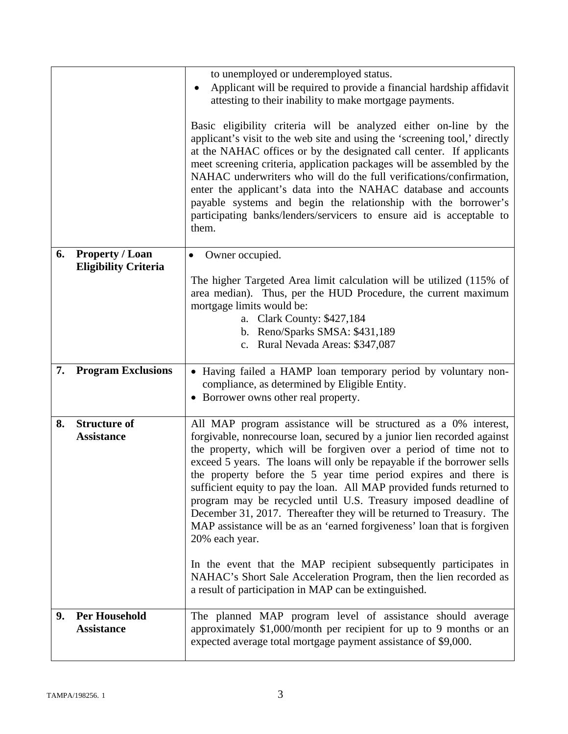| | |
|---|---|
| | to unemployed or underemployed status.<br>• Applicant will be required to provide a financial hardship affidavit attesting to their inability to make mortgage payments.<br><br>Basic eligibility criteria will be analyzed either on-line by the applicant's visit to the web site and using the 'screening tool,' directly at the NAHAC offices or by the designated call center. If applicants meet screening criteria, application packages will be assembled by the NAHAC underwriters who will do the full verifications/confirmation, enter the applicant's data into the NAHAC database and accounts payable systems and begin the relationship with the borrower's participating banks/lenders/servicers to ensure aid is acceptable to them. |
| **6. Property / Loan Eligibility Criteria** | • Owner occupied.<br><br>The higher Targeted Area limit calculation will be utilized (115% of area median). Thus, per the HUD Procedure, the current maximum mortgage limits would be:<br>a. Clark County: $427,184<br>b. Reno/Sparks SMSA: $431,189<br>c. Rural Nevada Areas: $347,087 |
| **7. Program Exclusions** | • Having failed a HAMP loan temporary period by voluntary non-compliance, as determined by Eligible Entity.<br>• Borrower owns other real property. |
| **8. Structure of Assistance** | All MAP program assistance will be structured as a 0% interest, forgivable, nonrecourse loan, secured by a junior lien recorded against the property, which will be forgiven over a period of time not to exceed 5 years. The loans will only be repayable if the borrower sells the property before the 5 year time period expires and there is sufficient equity to pay the loan. All MAP provided funds returned to program may be recycled until U.S. Treasury imposed deadline of December 31, 2017. Thereafter they will be returned to Treasury. The MAP assistance will be as an 'earned forgiveness' loan that is forgiven 20% each year.<br><br>In the event that the MAP recipient subsequently participates in NAHAC's Short Sale Acceleration Program, then the lien recorded as a result of participation in MAP can be extinguished. |
| **9. Per Household Assistance** | The planned MAP program level of assistance should average approximately $1,000/month per recipient for up to 9 months or an expected average total mortgage payment assistance of $9,000. |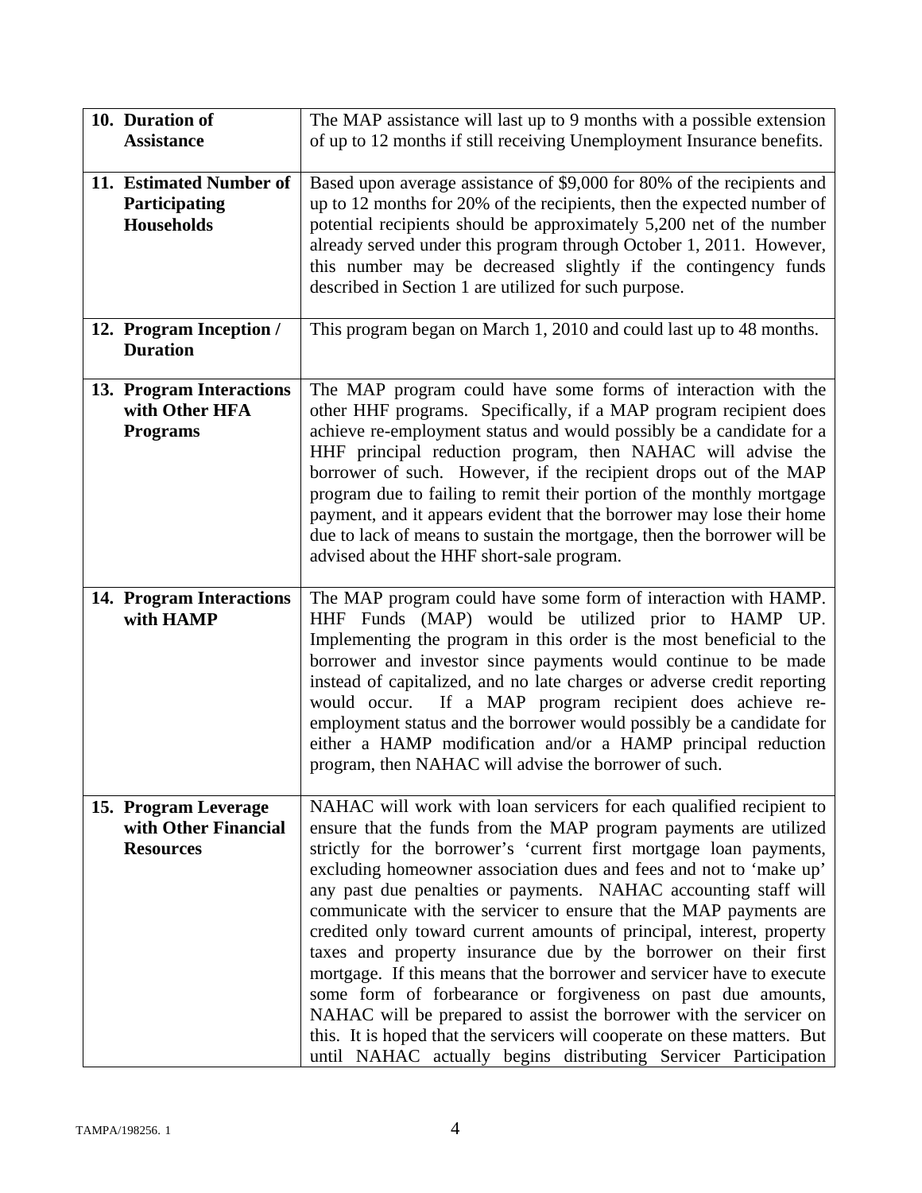| | |
|---|---|
| **10. Duration of Assistance** | The MAP assistance will last up to 9 months with a possible extension of up to 12 months if still receiving Unemployment Insurance benefits. |
| **11. Estimated Number of Participating Households** | Based upon average assistance of $9,000 for 80% of the recipients and up to 12 months for 20% of the recipients, then the expected number of potential recipients should be approximately 5,200 net of the number already served under this program through October 1, 2011. However, this number may be decreased slightly if the contingency funds described in Section 1 are utilized for such purpose. |
| **12. Program Inception / Duration** | This program began on March 1, 2010 and could last up to 48 months. |
| **13. Program Interactions with Other HFA Programs** | The MAP program could have some forms of interaction with the other HHF programs. Specifically, if a MAP program recipient does achieve re-employment status and would possibly be a candidate for a HHF principal reduction program, then NAHAC will advise the borrower of such. However, if the recipient drops out of the MAP program due to failing to remit their portion of the monthly mortgage payment, and it appears evident that the borrower may lose their home due to lack of means to sustain the mortgage, then the borrower will be advised about the HHF short-sale program. |
| **14. Program Interactions with HAMP** | The MAP program could have some form of interaction with HAMP. HHF Funds (MAP) would be utilized prior to HAMP UP. Implementing the program in this order is the most beneficial to the borrower and investor since payments would continue to be made instead of capitalized, and no late charges or adverse credit reporting would occur. If a MAP program recipient does achieve re-employment status and the borrower would possibly be a candidate for either a HAMP modification and/or a HAMP principal reduction program, then NAHAC will advise the borrower of such. |
| **15. Program Leverage with Other Financial Resources** | NAHAC will work with loan servicers for each qualified recipient to ensure that the funds from the MAP program payments are utilized strictly for the borrower's 'current first mortgage loan payments, excluding homeowner association dues and fees and not to 'make up' any past due penalties or payments. NAHAC accounting staff will communicate with the servicer to ensure that the MAP payments are credited only toward current amounts of principal, interest, property taxes and property insurance due by the borrower on their first mortgage. If this means that the borrower and servicer have to execute some form of forbearance or forgiveness on past due amounts, NAHAC will be prepared to assist the borrower with the servicer on this. It is hoped that the servicers will cooperate on these matters. But until NAHAC actually begins distributing Servicer Participation |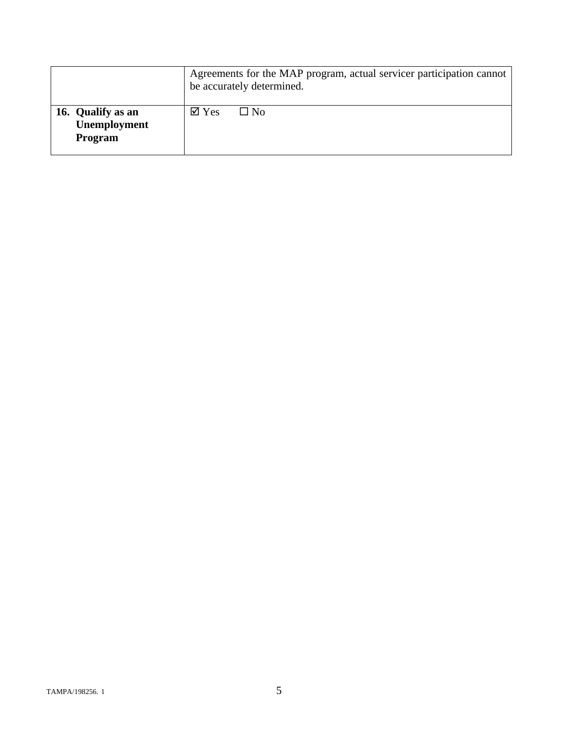| | |
|---|---|
| | Agreements for the MAP program, actual servicer participation cannot be accurately determined. |
| **16. Qualify as an Unemployment Program** | ☑ Yes ☐ No |

TAMPA/198256. 1